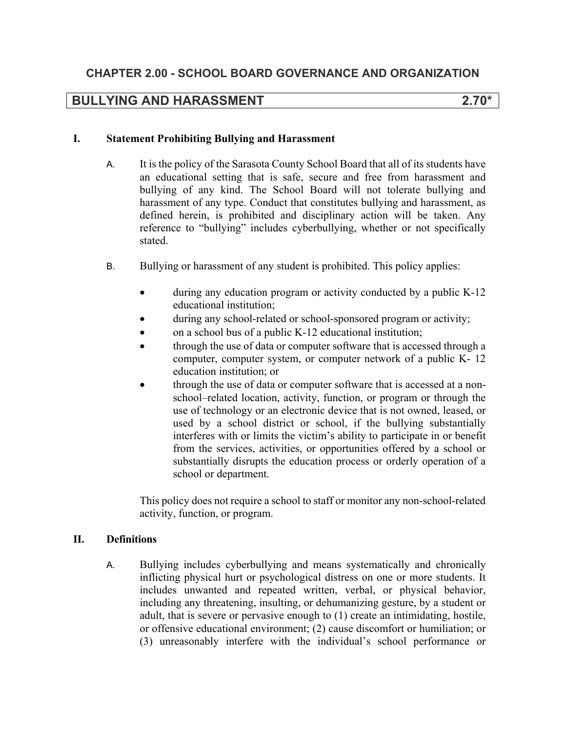## CHAPTER 2.00 - SCHOOL BOARD GOVERNANCE AND ORGANIZATION

# BULLYING AND HARASSMENT 2.70*

### I. Statement Prohibiting Bullying and Harassment

A. It is the policy of the Sarasota County School Board that all of its students have an educational setting that is safe, secure and free from harassment and bullying of any kind. The School Board will not tolerate bullying and harassment of any type. Conduct that constitutes bullying and harassment, as defined herein, is prohibited and disciplinary action will be taken. Any reference to "bullying" includes cyberbullying, whether or not specifically stated.

B. Bullying or harassment of any student is prohibited. This policy applies:

- during any education program or activity conducted by a public K-12 educational institution;
- during any school-related or school-sponsored program or activity;
- on a school bus of a public K-12 educational institution;
- through the use of data or computer software that is accessed through a computer, computer system, or computer network of a public K- 12 education institution; or
- through the use of data or computer software that is accessed at a non-school–related location, activity, function, or program or through the use of technology or an electronic device that is not owned, leased, or used by a school district or school, if the bullying substantially interferes with or limits the victim's ability to participate in or benefit from the services, activities, or opportunities offered by a school or substantially disrupts the education process or orderly operation of a school or department.

This policy does not require a school to staff or monitor any non-school-related activity, function, or program.

### II. Definitions

A. Bullying includes cyberbullying and means systematically and chronically inflicting physical hurt or psychological distress on one or more students. It includes unwanted and repeated written, verbal, or physical behavior, including any threatening, insulting, or dehumanizing gesture, by a student or adult, that is severe or pervasive enough to (1) create an intimidating, hostile, or offensive educational environment; (2) cause discomfort or humiliation; or (3) unreasonably interfere with the individual's school performance or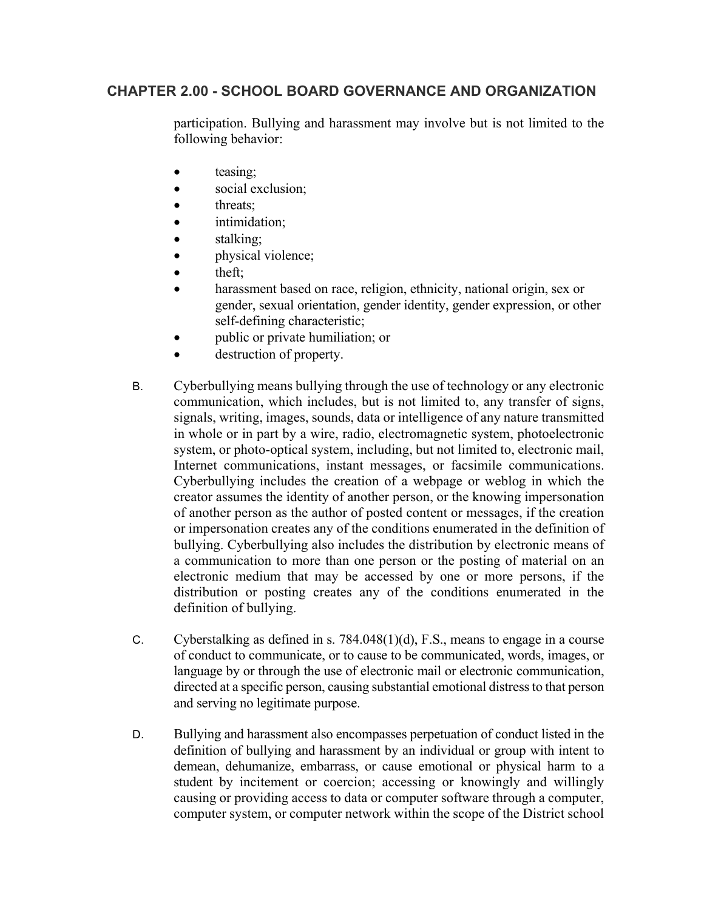participation. Bullying and harassment may involve but is not limited to the following behavior:

- teasing;
- social exclusion;
- threats;
- intimidation;
- stalking;
- physical violence;
- theft;
- harassment based on race, religion, ethnicity, national origin, sex or gender, sexual orientation, gender identity, gender expression, or other self-defining characteristic;
- public or private humiliation; or
- destruction of property.

B. Cyberbullying means bullying through the use of technology or any electronic communication, which includes, but is not limited to, any transfer of signs, signals, writing, images, sounds, data or intelligence of any nature transmitted in whole or in part by a wire, radio, electromagnetic system, photoelectronic system, or photo-optical system, including, but not limited to, electronic mail, Internet communications, instant messages, or facsimile communications. Cyberbullying includes the creation of a webpage or weblog in which the creator assumes the identity of another person, or the knowing impersonation of another person as the author of posted content or messages, if the creation or impersonation creates any of the conditions enumerated in the definition of bullying. Cyberbullying also includes the distribution by electronic means of a communication to more than one person or the posting of material on an electronic medium that may be accessed by one or more persons, if the distribution or posting creates any of the conditions enumerated in the definition of bullying.

C. Cyberstalking as defined in s. 784.048(1)(d), F.S., means to engage in a course of conduct to communicate, or to cause to be communicated, words, images, or language by or through the use of electronic mail or electronic communication, directed at a specific person, causing substantial emotional distress to that person and serving no legitimate purpose.

D. Bullying and harassment also encompasses perpetuation of conduct listed in the definition of bullying and harassment by an individual or group with intent to demean, dehumanize, embarrass, or cause emotional or physical harm to a student by incitement or coercion; accessing or knowingly and willingly causing or providing access to data or computer software through a computer, computer system, or computer network within the scope of the District school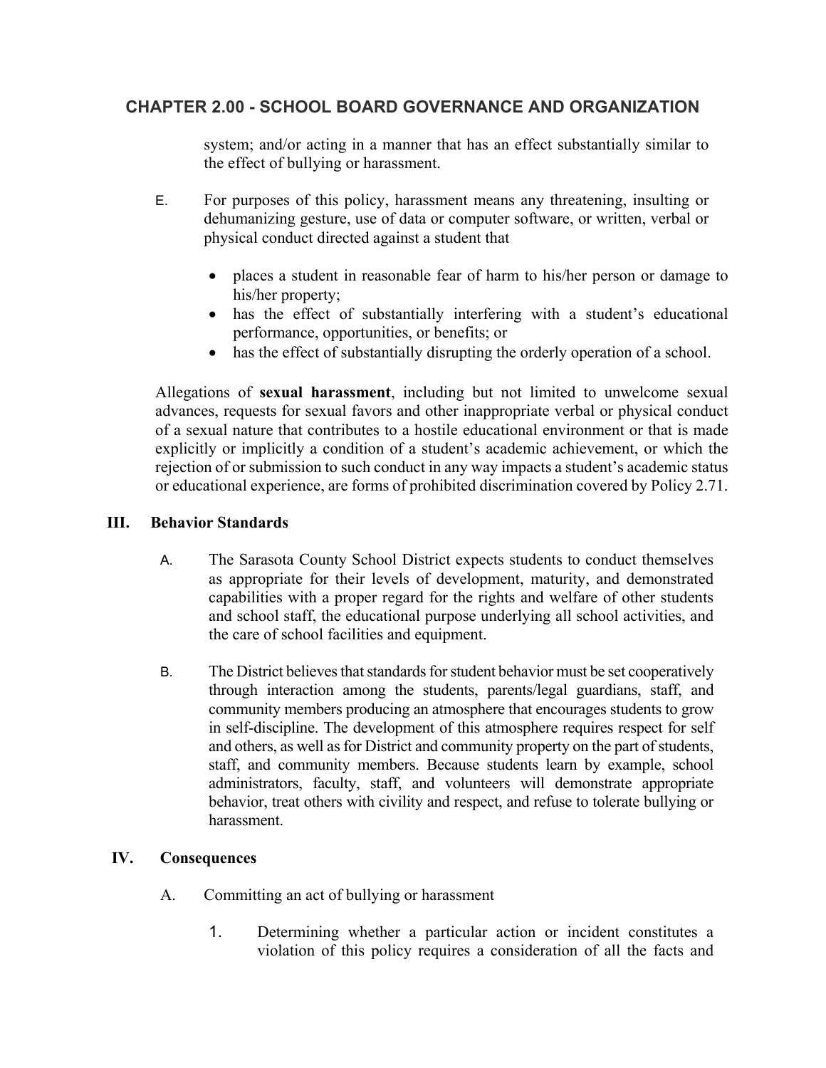system; and/or acting in a manner that has an effect substantially similar to the effect of bullying or harassment.

E. For purposes of this policy, harassment means any threatening, insulting or dehumanizing gesture, use of data or computer software, or written, verbal or physical conduct directed against a student that

- places a student in reasonable fear of harm to his/her person or damage to his/her property;
- has the effect of substantially interfering with a student's educational performance, opportunities, or benefits; or
- has the effect of substantially disrupting the orderly operation of a school.

Allegations of **sexual harassment**, including but not limited to unwelcome sexual advances, requests for sexual favors and other inappropriate verbal or physical conduct of a sexual nature that contributes to a hostile educational environment or that is made explicitly or implicitly a condition of a student's academic achievement, or which the rejection of or submission to such conduct in any way impacts a student's academic status or educational experience, are forms of prohibited discrimination covered by Policy 2.71.

## III. Behavior Standards

A. The Sarasota County School District expects students to conduct themselves as appropriate for their levels of development, maturity, and demonstrated capabilities with a proper regard for the rights and welfare of other students and school staff, the educational purpose underlying all school activities, and the care of school facilities and equipment.

B. The District believes that standards for student behavior must be set cooperatively through interaction among the students, parents/legal guardians, staff, and community members producing an atmosphere that encourages students to grow in self-discipline. The development of this atmosphere requires respect for self and others, as well as for District and community property on the part of students, staff, and community members. Because students learn by example, school administrators, faculty, staff, and volunteers will demonstrate appropriate behavior, treat others with civility and respect, and refuse to tolerate bullying or harassment.

## IV. Consequences

A. Committing an act of bullying or harassment

1. Determining whether a particular action or incident constitutes a violation of this policy requires a consideration of all the facts and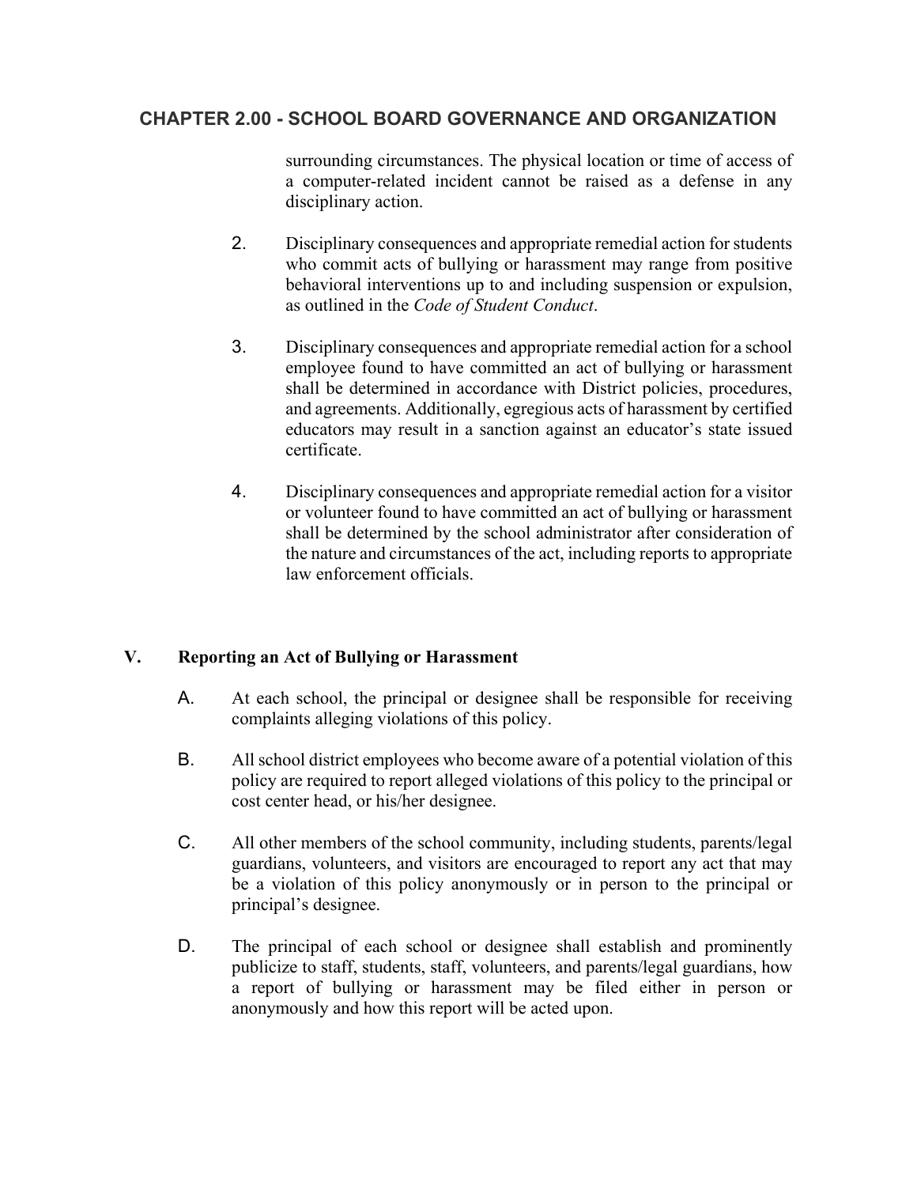surrounding circumstances. The physical location or time of access of a computer-related incident cannot be raised as a defense in any disciplinary action.

2. Disciplinary consequences and appropriate remedial action for students who commit acts of bullying or harassment may range from positive behavioral interventions up to and including suspension or expulsion, as outlined in the *Code of Student Conduct*.

3. Disciplinary consequences and appropriate remedial action for a school employee found to have committed an act of bullying or harassment shall be determined in accordance with District policies, procedures, and agreements. Additionally, egregious acts of harassment by certified educators may result in a sanction against an educator's state issued certificate.

4. Disciplinary consequences and appropriate remedial action for a visitor or volunteer found to have committed an act of bullying or harassment shall be determined by the school administrator after consideration of the nature and circumstances of the act, including reports to appropriate law enforcement officials.

## V. Reporting an Act of Bullying or Harassment

A. At each school, the principal or designee shall be responsible for receiving complaints alleging violations of this policy.

B. All school district employees who become aware of a potential violation of this policy are required to report alleged violations of this policy to the principal or cost center head, or his/her designee.

C. All other members of the school community, including students, parents/legal guardians, volunteers, and visitors are encouraged to report any act that may be a violation of this policy anonymously or in person to the principal or principal's designee.

D. The principal of each school or designee shall establish and prominently publicize to staff, students, staff, volunteers, and parents/legal guardians, how a report of bullying or harassment may be filed either in person or anonymously and how this report will be acted upon.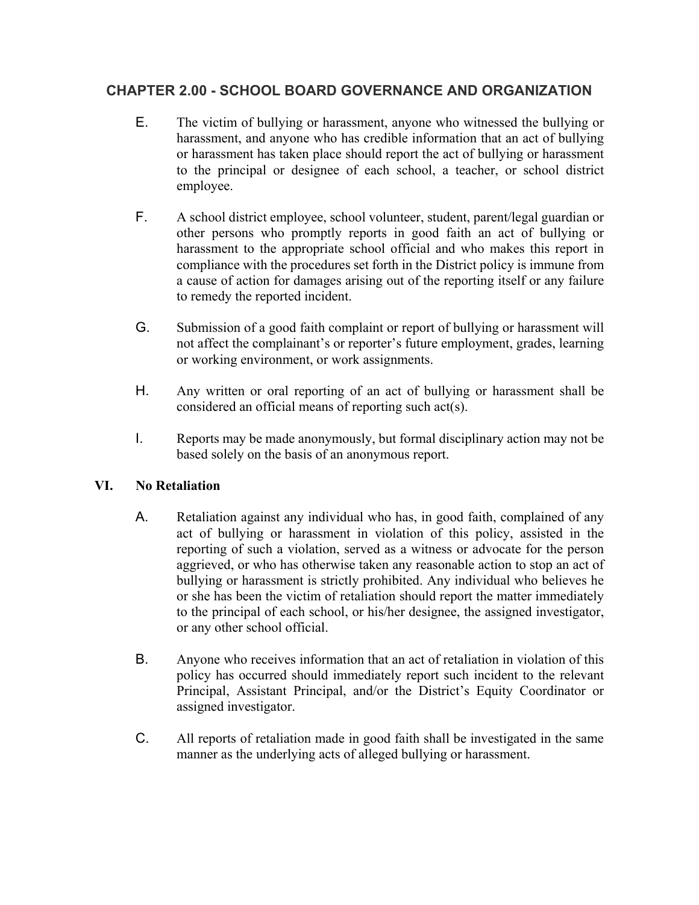## CHAPTER 2.00 - SCHOOL BOARD GOVERNANCE AND ORGANIZATION

E. The victim of bullying or harassment, anyone who witnessed the bullying or harassment, and anyone who has credible information that an act of bullying or harassment has taken place should report the act of bullying or harassment to the principal or designee of each school, a teacher, or school district employee.

F. A school district employee, school volunteer, student, parent/legal guardian or other persons who promptly reports in good faith an act of bullying or harassment to the appropriate school official and who makes this report in compliance with the procedures set forth in the District policy is immune from a cause of action for damages arising out of the reporting itself or any failure to remedy the reported incident.

G. Submission of a good faith complaint or report of bullying or harassment will not affect the complainant's or reporter's future employment, grades, learning or working environment, or work assignments.

H. Any written or oral reporting of an act of bullying or harassment shall be considered an official means of reporting such act(s).

I. Reports may be made anonymously, but formal disciplinary action may not be based solely on the basis of an anonymous report.

### VI. No Retaliation

A. Retaliation against any individual who has, in good faith, complained of any act of bullying or harassment in violation of this policy, assisted in the reporting of such a violation, served as a witness or advocate for the person aggrieved, or who has otherwise taken any reasonable action to stop an act of bullying or harassment is strictly prohibited. Any individual who believes he or she has been the victim of retaliation should report the matter immediately to the principal of each school, or his/her designee, the assigned investigator, or any other school official.

B. Anyone who receives information that an act of retaliation in violation of this policy has occurred should immediately report such incident to the relevant Principal, Assistant Principal, and/or the District's Equity Coordinator or assigned investigator.

C. All reports of retaliation made in good faith shall be investigated in the same manner as the underlying acts of alleged bullying or harassment.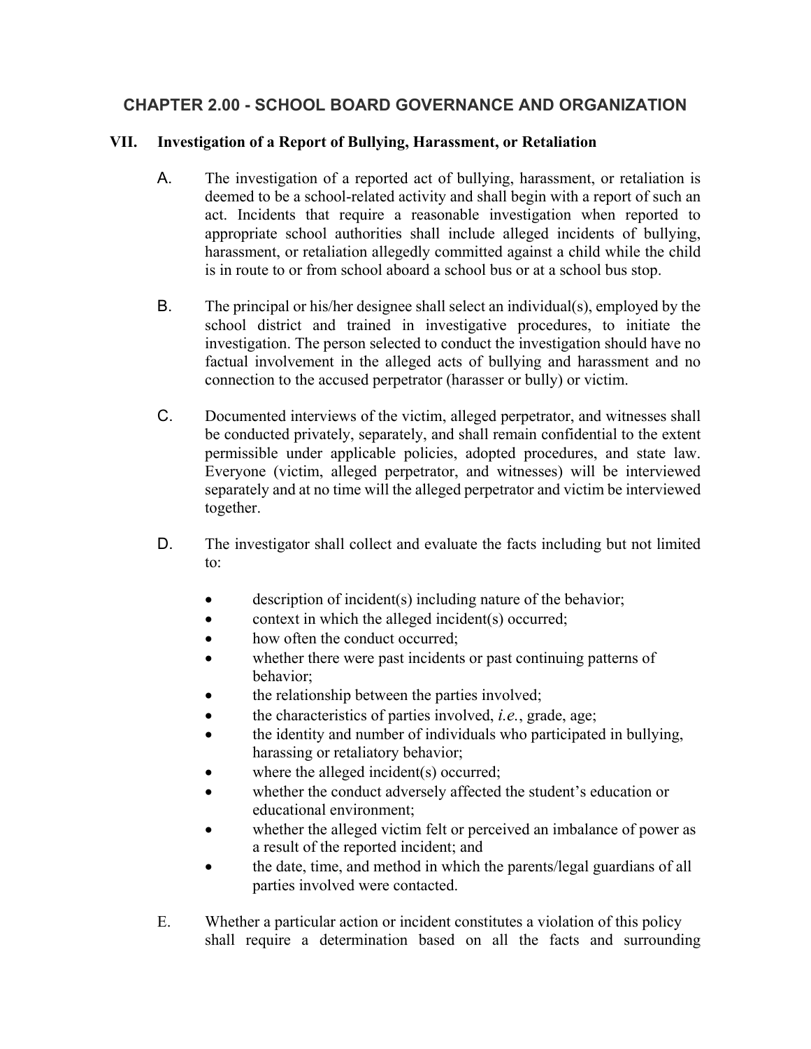# CHAPTER 2.00 - SCHOOL BOARD GOVERNANCE AND ORGANIZATION

## VII. Investigation of a Report of Bullying, Harassment, or Retaliation

A. The investigation of a reported act of bullying, harassment, or retaliation is deemed to be a school-related activity and shall begin with a report of such an act. Incidents that require a reasonable investigation when reported to appropriate school authorities shall include alleged incidents of bullying, harassment, or retaliation allegedly committed against a child while the child is in route to or from school aboard a school bus or at a school bus stop.

B. The principal or his/her designee shall select an individual(s), employed by the school district and trained in investigative procedures, to initiate the investigation. The person selected to conduct the investigation should have no factual involvement in the alleged acts of bullying and harassment and no connection to the accused perpetrator (harasser or bully) or victim.

C. Documented interviews of the victim, alleged perpetrator, and witnesses shall be conducted privately, separately, and shall remain confidential to the extent permissible under applicable policies, adopted procedures, and state law. Everyone (victim, alleged perpetrator, and witnesses) will be interviewed separately and at no time will the alleged perpetrator and victim be interviewed together.

D. The investigator shall collect and evaluate the facts including but not limited to:

- description of incident(s) including nature of the behavior;
- context in which the alleged incident(s) occurred;
- how often the conduct occurred;
- whether there were past incidents or past continuing patterns of behavior;
- the relationship between the parties involved;
- the characteristics of parties involved, *i.e.*, grade, age;
- the identity and number of individuals who participated in bullying, harassing or retaliatory behavior;
- where the alleged incident(s) occurred;
- whether the conduct adversely affected the student's education or educational environment;
- whether the alleged victim felt or perceived an imbalance of power as a result of the reported incident; and
- the date, time, and method in which the parents/legal guardians of all parties involved were contacted.

E. Whether a particular action or incident constitutes a violation of this policy shall require a determination based on all the facts and surrounding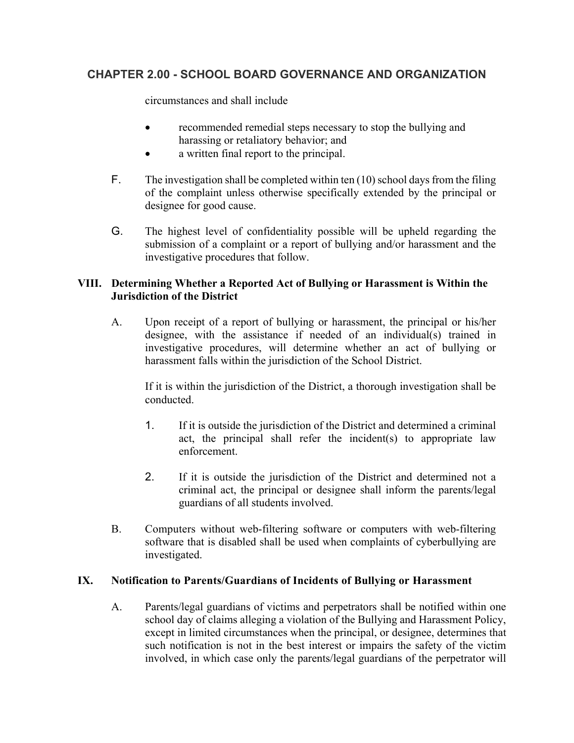circumstances and shall include

- recommended remedial steps necessary to stop the bullying and harassing or retaliatory behavior; and
- a written final report to the principal.

F. The investigation shall be completed within ten (10) school days from the filing of the complaint unless otherwise specifically extended by the principal or designee for good cause.

G. The highest level of confidentiality possible will be upheld regarding the submission of a complaint or a report of bullying and/or harassment and the investigative procedures that follow.

## VIII. Determining Whether a Reported Act of Bullying or Harassment is Within the Jurisdiction of the District

A. Upon receipt of a report of bullying or harassment, the principal or his/her designee, with the assistance if needed of an individual(s) trained in investigative procedures, will determine whether an act of bullying or harassment falls within the jurisdiction of the School District.

If it is within the jurisdiction of the District, a thorough investigation shall be conducted.

1. If it is outside the jurisdiction of the District and determined a criminal act, the principal shall refer the incident(s) to appropriate law enforcement.

2. If it is outside the jurisdiction of the District and determined not a criminal act, the principal or designee shall inform the parents/legal guardians of all students involved.

B. Computers without web-filtering software or computers with web-filtering software that is disabled shall be used when complaints of cyberbullying are investigated.

## IX. Notification to Parents/Guardians of Incidents of Bullying or Harassment

A. Parents/legal guardians of victims and perpetrators shall be notified within one school day of claims alleging a violation of the Bullying and Harassment Policy, except in limited circumstances when the principal, or designee, determines that such notification is not in the best interest or impairs the safety of the victim involved, in which case only the parents/legal guardians of the perpetrator will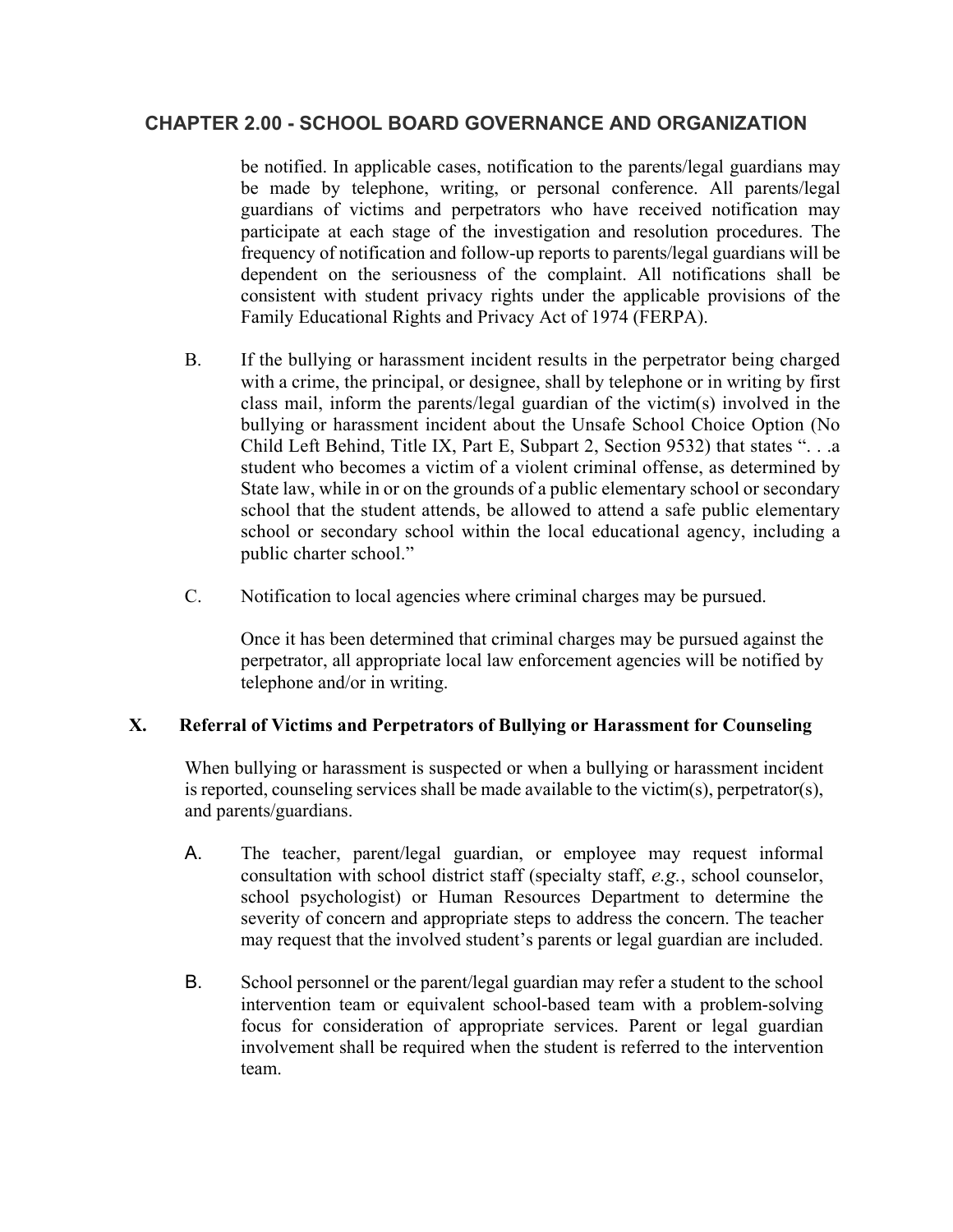be notified. In applicable cases, notification to the parents/legal guardians may be made by telephone, writing, or personal conference. All parents/legal guardians of victims and perpetrators who have received notification may participate at each stage of the investigation and resolution procedures. The frequency of notification and follow-up reports to parents/legal guardians will be dependent on the seriousness of the complaint. All notifications shall be consistent with student privacy rights under the applicable provisions of the Family Educational Rights and Privacy Act of 1974 (FERPA).

B. If the bullying or harassment incident results in the perpetrator being charged with a crime, the principal, or designee, shall by telephone or in writing by first class mail, inform the parents/legal guardian of the victim(s) involved in the bullying or harassment incident about the Unsafe School Choice Option (No Child Left Behind, Title IX, Part E, Subpart 2, Section 9532) that states ". . .a student who becomes a victim of a violent criminal offense, as determined by State law, while in or on the grounds of a public elementary school or secondary school that the student attends, be allowed to attend a safe public elementary school or secondary school within the local educational agency, including a public charter school."

C. Notification to local agencies where criminal charges may be pursued.

   Once it has been determined that criminal charges may be pursued against the perpetrator, all appropriate local law enforcement agencies will be notified by telephone and/or in writing.

## X. Referral of Victims and Perpetrators of Bullying or Harassment for Counseling

When bullying or harassment is suspected or when a bullying or harassment incident is reported, counseling services shall be made available to the victim(s), perpetrator(s), and parents/guardians.

A. The teacher, parent/legal guardian, or employee may request informal consultation with school district staff (specialty staff, *e.g.*, school counselor, school psychologist) or Human Resources Department to determine the severity of concern and appropriate steps to address the concern. The teacher may request that the involved student's parents or legal guardian are included.

B. School personnel or the parent/legal guardian may refer a student to the school intervention team or equivalent school-based team with a problem-solving focus for consideration of appropriate services. Parent or legal guardian involvement shall be required when the student is referred to the intervention team.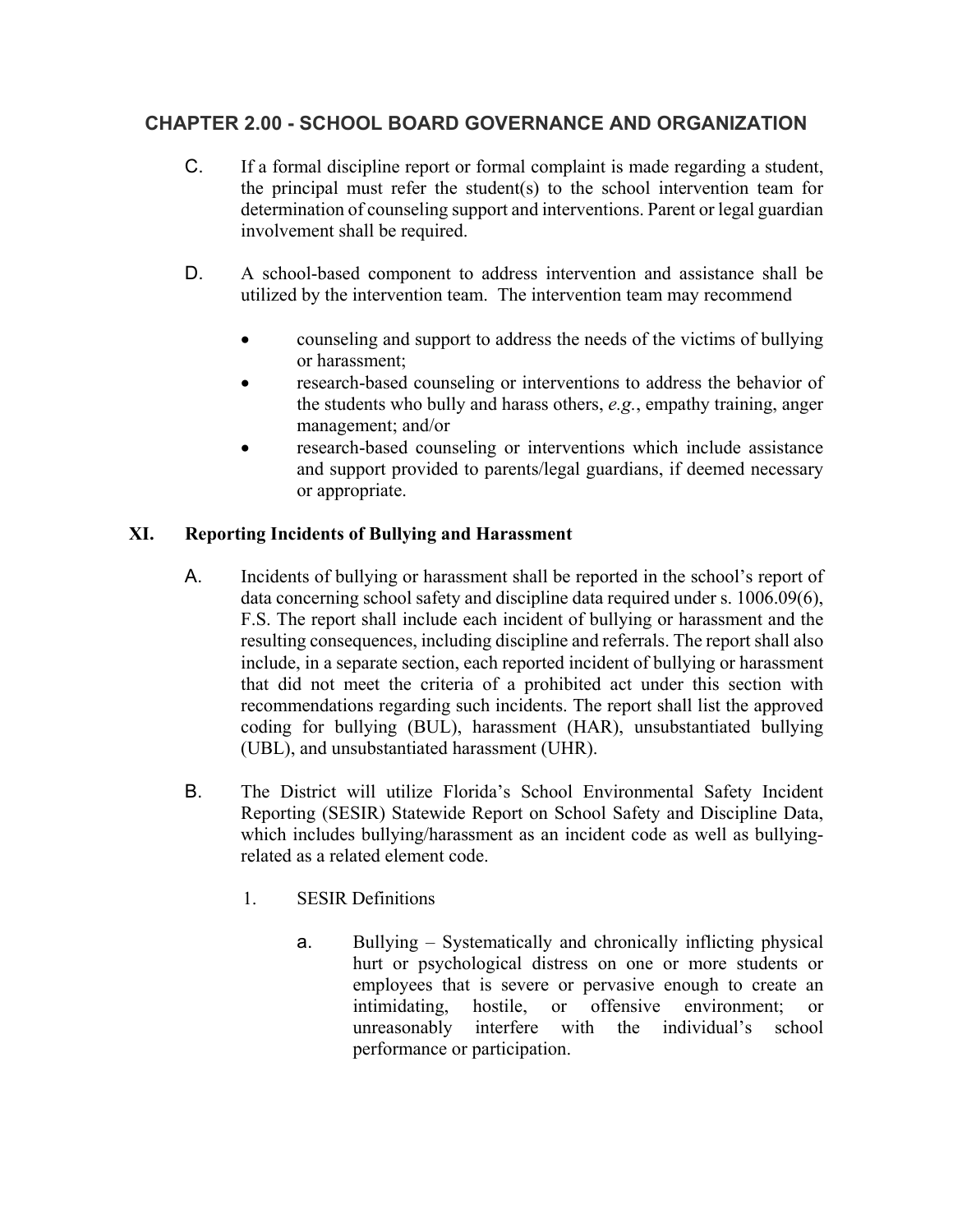C. If a formal discipline report or formal complaint is made regarding a student, the principal must refer the student(s) to the school intervention team for determination of counseling support and interventions. Parent or legal guardian involvement shall be required.

D. A school-based component to address intervention and assistance shall be utilized by the intervention team. The intervention team may recommend

- counseling and support to address the needs of the victims of bullying or harassment;
- research-based counseling or interventions to address the behavior of the students who bully and harass others, *e.g.*, empathy training, anger management; and/or
- research-based counseling or interventions which include assistance and support provided to parents/legal guardians, if deemed necessary or appropriate.

## XI. Reporting Incidents of Bullying and Harassment

A. Incidents of bullying or harassment shall be reported in the school's report of data concerning school safety and discipline data required under s. 1006.09(6), F.S. The report shall include each incident of bullying or harassment and the resulting consequences, including discipline and referrals. The report shall also include, in a separate section, each reported incident of bullying or harassment that did not meet the criteria of a prohibited act under this section with recommendations regarding such incidents. The report shall list the approved coding for bullying (BUL), harassment (HAR), unsubstantiated bullying (UBL), and unsubstantiated harassment (UHR).

B. The District will utilize Florida's School Environmental Safety Incident Reporting (SESIR) Statewide Report on School Safety and Discipline Data, which includes bullying/harassment as an incident code as well as bullying-related as a related element code.

1. SESIR Definitions

   a. Bullying – Systematically and chronically inflicting physical hurt or psychological distress on one or more students or employees that is severe or pervasive enough to create an intimidating, hostile, or offensive environment; or unreasonably interfere with the individual's school performance or participation.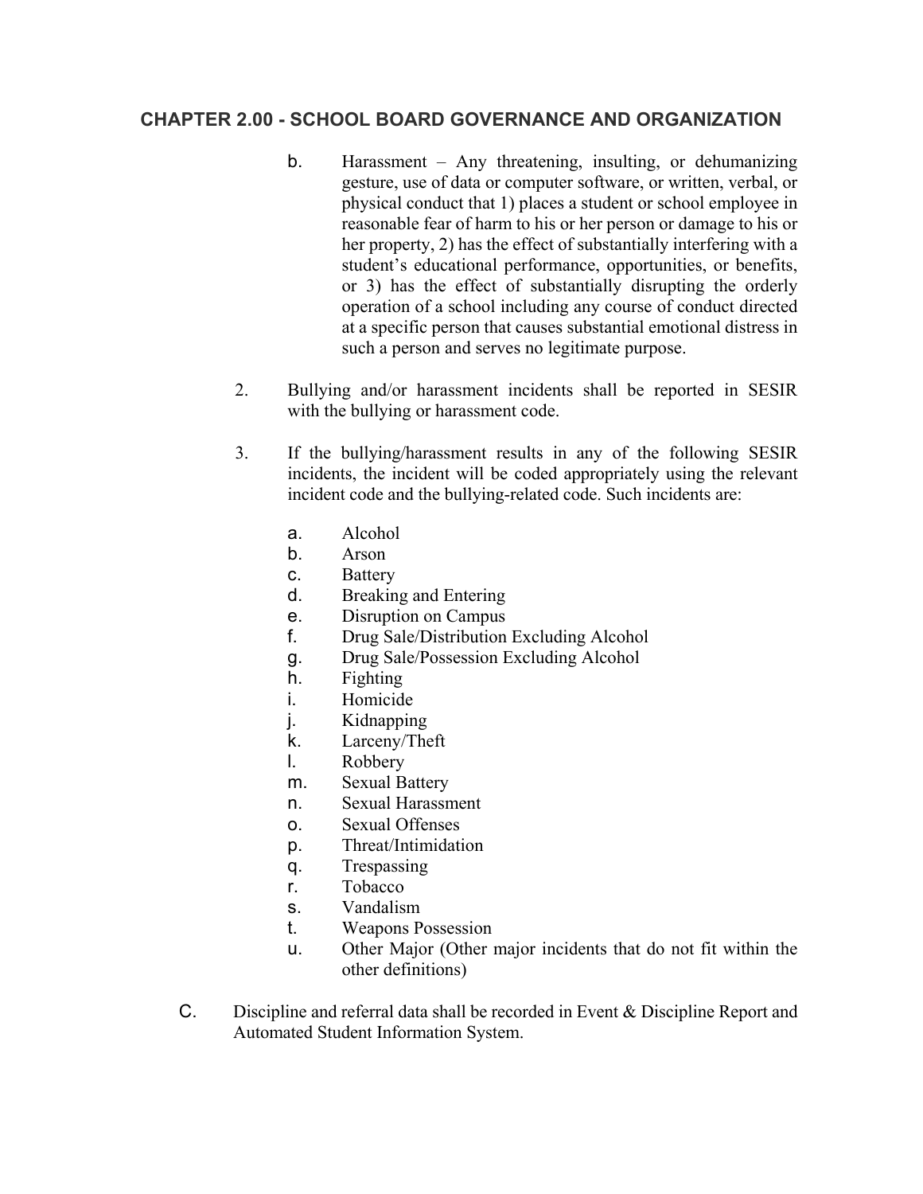b. Harassment – Any threatening, insulting, or dehumanizing gesture, use of data or computer software, or written, verbal, or physical conduct that 1) places a student or school employee in reasonable fear of harm to his or her person or damage to his or her property, 2) has the effect of substantially interfering with a student's educational performance, opportunities, or benefits, or 3) has the effect of substantially disrupting the orderly operation of a school including any course of conduct directed at a specific person that causes substantial emotional distress in such a person and serves no legitimate purpose.

2. Bullying and/or harassment incidents shall be reported in SESIR with the bullying or harassment code.

3. If the bullying/harassment results in any of the following SESIR incidents, the incident will be coded appropriately using the relevant incident code and the bullying-related code. Such incidents are:

   a. Alcohol
   b. Arson
   c. Battery
   d. Breaking and Entering
   e. Disruption on Campus
   f. Drug Sale/Distribution Excluding Alcohol
   g. Drug Sale/Possession Excluding Alcohol
   h. Fighting
   i. Homicide
   j. Kidnapping
   k. Larceny/Theft
   l. Robbery
   m. Sexual Battery
   n. Sexual Harassment
   o. Sexual Offenses
   p. Threat/Intimidation
   q. Trespassing
   r. Tobacco
   s. Vandalism
   t. Weapons Possession
   u. Other Major (Other major incidents that do not fit within the other definitions)

C. Discipline and referral data shall be recorded in Event & Discipline Report and Automated Student Information System.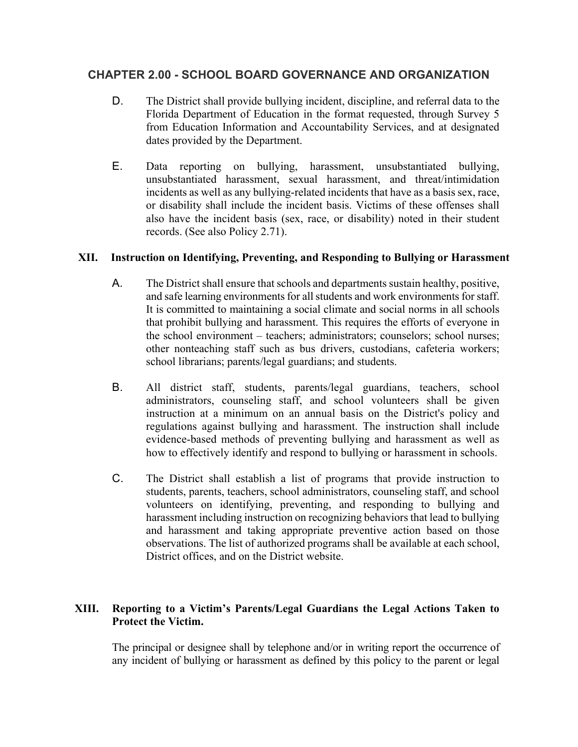D. The District shall provide bullying incident, discipline, and referral data to the Florida Department of Education in the format requested, through Survey 5 from Education Information and Accountability Services, and at designated dates provided by the Department.

E. Data reporting on bullying, harassment, unsubstantiated bullying, unsubstantiated harassment, sexual harassment, and threat/intimidation incidents as well as any bullying-related incidents that have as a basis sex, race, or disability shall include the incident basis. Victims of these offenses shall also have the incident basis (sex, race, or disability) noted in their student records. (See also Policy 2.71).

## XII. Instruction on Identifying, Preventing, and Responding to Bullying or Harassment

A. The District shall ensure that schools and departments sustain healthy, positive, and safe learning environments for all students and work environments for staff. It is committed to maintaining a social climate and social norms in all schools that prohibit bullying and harassment. This requires the efforts of everyone in the school environment – teachers; administrators; counselors; school nurses; other nonteaching staff such as bus drivers, custodians, cafeteria workers; school librarians; parents/legal guardians; and students.

B. All district staff, students, parents/legal guardians, teachers, school administrators, counseling staff, and school volunteers shall be given instruction at a minimum on an annual basis on the District's policy and regulations against bullying and harassment. The instruction shall include evidence-based methods of preventing bullying and harassment as well as how to effectively identify and respond to bullying or harassment in schools.

C. The District shall establish a list of programs that provide instruction to students, parents, teachers, school administrators, counseling staff, and school volunteers on identifying, preventing, and responding to bullying and harassment including instruction on recognizing behaviors that lead to bullying and harassment and taking appropriate preventive action based on those observations. The list of authorized programs shall be available at each school, District offices, and on the District website.

## XIII. Reporting to a Victim's Parents/Legal Guardians the Legal Actions Taken to Protect the Victim.

The principal or designee shall by telephone and/or in writing report the occurrence of any incident of bullying or harassment as defined by this policy to the parent or legal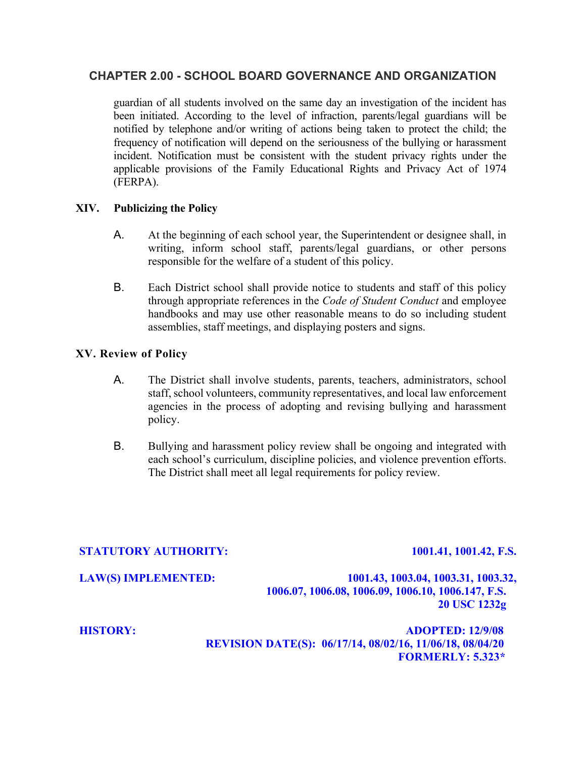guardian of all students involved on the same day an investigation of the incident has been initiated. According to the level of infraction, parents/legal guardians will be notified by telephone and/or writing of actions being taken to protect the child; the frequency of notification will depend on the seriousness of the bullying or harassment incident. Notification must be consistent with the student privacy rights under the applicable provisions of the Family Educational Rights and Privacy Act of 1974 (FERPA).

## XIV. Publicizing the Policy

A. At the beginning of each school year, the Superintendent or designee shall, in writing, inform school staff, parents/legal guardians, or other persons responsible for the welfare of a student of this policy.

B. Each District school shall provide notice to students and staff of this policy through appropriate references in the *Code of Student Conduct* and employee handbooks and may use other reasonable means to do so including student assemblies, staff meetings, and displaying posters and signs.

## XV. Review of Policy

A. The District shall involve students, parents, teachers, administrators, school staff, school volunteers, community representatives, and local law enforcement agencies in the process of adopting and revising bullying and harassment policy.

B. Bullying and harassment policy review shall be ongoing and integrated with each school's curriculum, discipline policies, and violence prevention efforts. The District shall meet all legal requirements for policy review.

**STATUTORY AUTHORITY:** **1001.41, 1001.42, F.S.**

**LAW(S) IMPLEMENTED:** **1001.43, 1003.04, 1003.31, 1003.32, 1006.07, 1006.08, 1006.09, 1006.10, 1006.147, F.S. 20 USC 1232g**

**HISTORY:** **ADOPTED: 12/9/08**
**REVISION DATE(S): 06/17/14, 08/02/16, 11/06/18, 08/04/20**
**FORMERLY: 5.323***